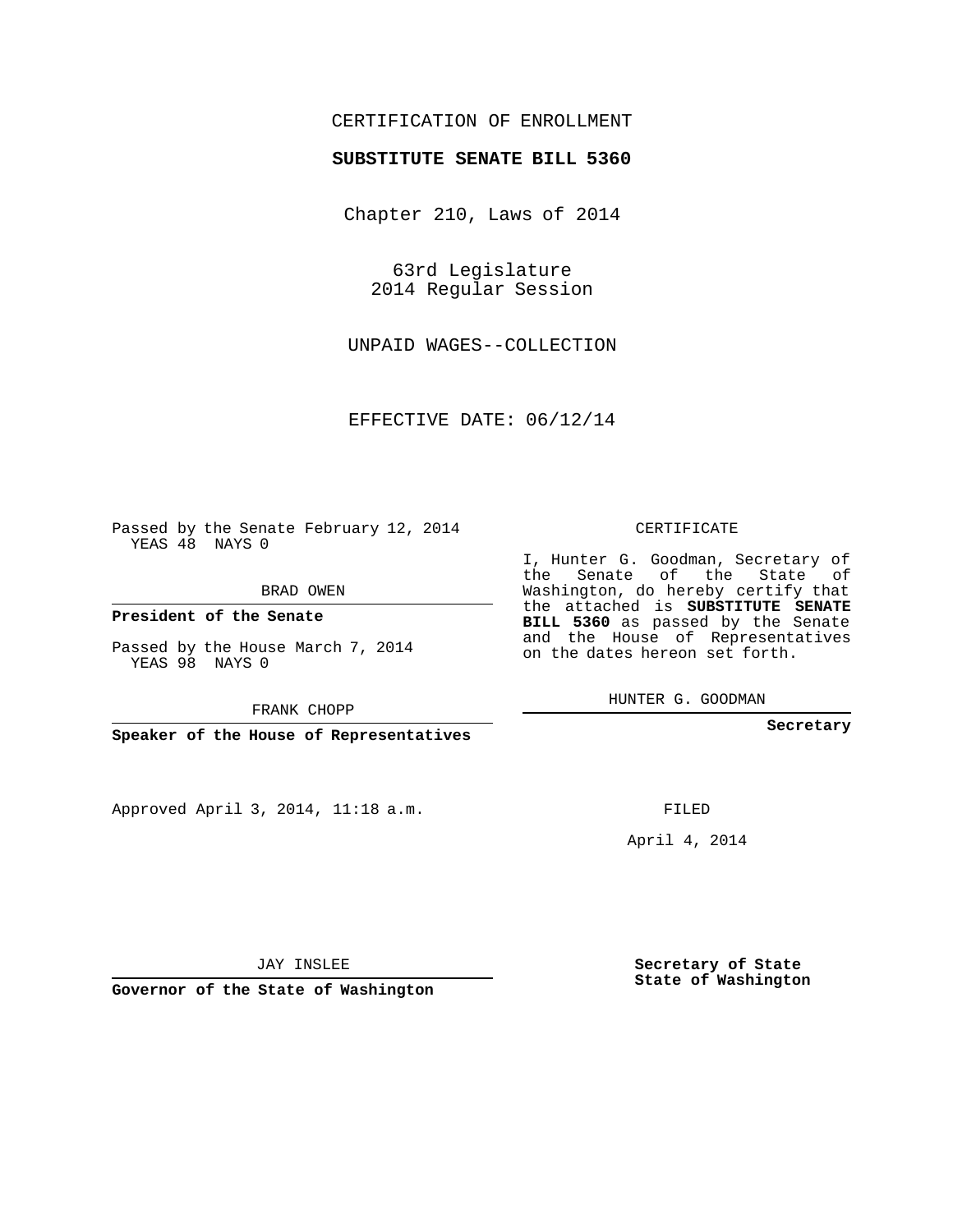CERTIFICATION OF ENROLLMENT

**SUBSTITUTE SENATE BILL 5360**

Chapter 210, Laws of 2014

63rd Legislature
2014 Regular Session

UNPAID WAGES--COLLECTION

EFFECTIVE DATE: 06/12/14

Passed by the Senate February 12, 2014
YEAS 48 NAYS 0

BRAD OWEN

**President of the Senate**

Passed by the House March 7, 2014
YEAS 98 NAYS 0

FRANK CHOPP

**Speaker of the House of Representatives**

Approved April 3, 2014, 11:18 a.m.

JAY INSLEE

**Governor of the State of Washington**

CERTIFICATE

I, Hunter G. Goodman, Secretary of the Senate of the State of Washington, do hereby certify that the attached is **SUBSTITUTE SENATE BILL 5360** as passed by the Senate and the House of Representatives on the dates hereon set forth.

HUNTER G. GOODMAN

**Secretary**

FILED

April 4, 2014

**Secretary of State**
**State of Washington**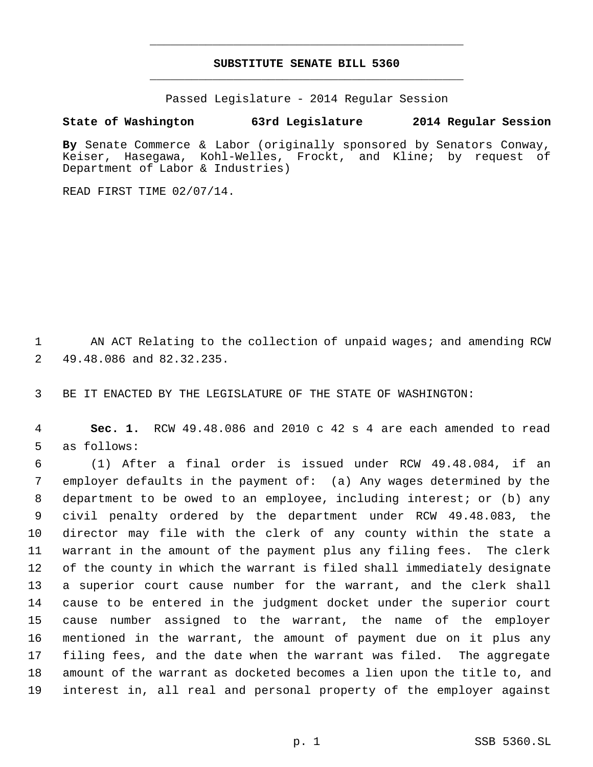# SUBSTITUTE SENATE BILL 5360

Passed Legislature - 2014 Regular Session

**State of Washington 63rd Legislature 2014 Regular Session**

**By** Senate Commerce & Labor (originally sponsored by Senators Conway, Keiser, Hasegawa, Kohl-Welles, Frockt, and Kline; by request of Department of Labor & Industries)

READ FIRST TIME 02/07/14.

AN ACT Relating to the collection of unpaid wages; and amending RCW 49.48.086 and 82.32.235.

BE IT ENACTED BY THE LEGISLATURE OF THE STATE OF WASHINGTON:

**Sec. 1.** RCW 49.48.086 and 2010 c 42 s 4 are each amended to read as follows:

(1) After a final order is issued under RCW 49.48.084, if an employer defaults in the payment of: (a) Any wages determined by the department to be owed to an employee, including interest; or (b) any civil penalty ordered by the department under RCW 49.48.083, the director may file with the clerk of any county within the state a warrant in the amount of the payment plus any filing fees. The clerk of the county in which the warrant is filed shall immediately designate a superior court cause number for the warrant, and the clerk shall cause to be entered in the judgment docket under the superior court cause number assigned to the warrant, the name of the employer mentioned in the warrant, the amount of payment due on it plus any filing fees, and the date when the warrant was filed. The aggregate amount of the warrant as docketed becomes a lien upon the title to, and interest in, all real and personal property of the employer against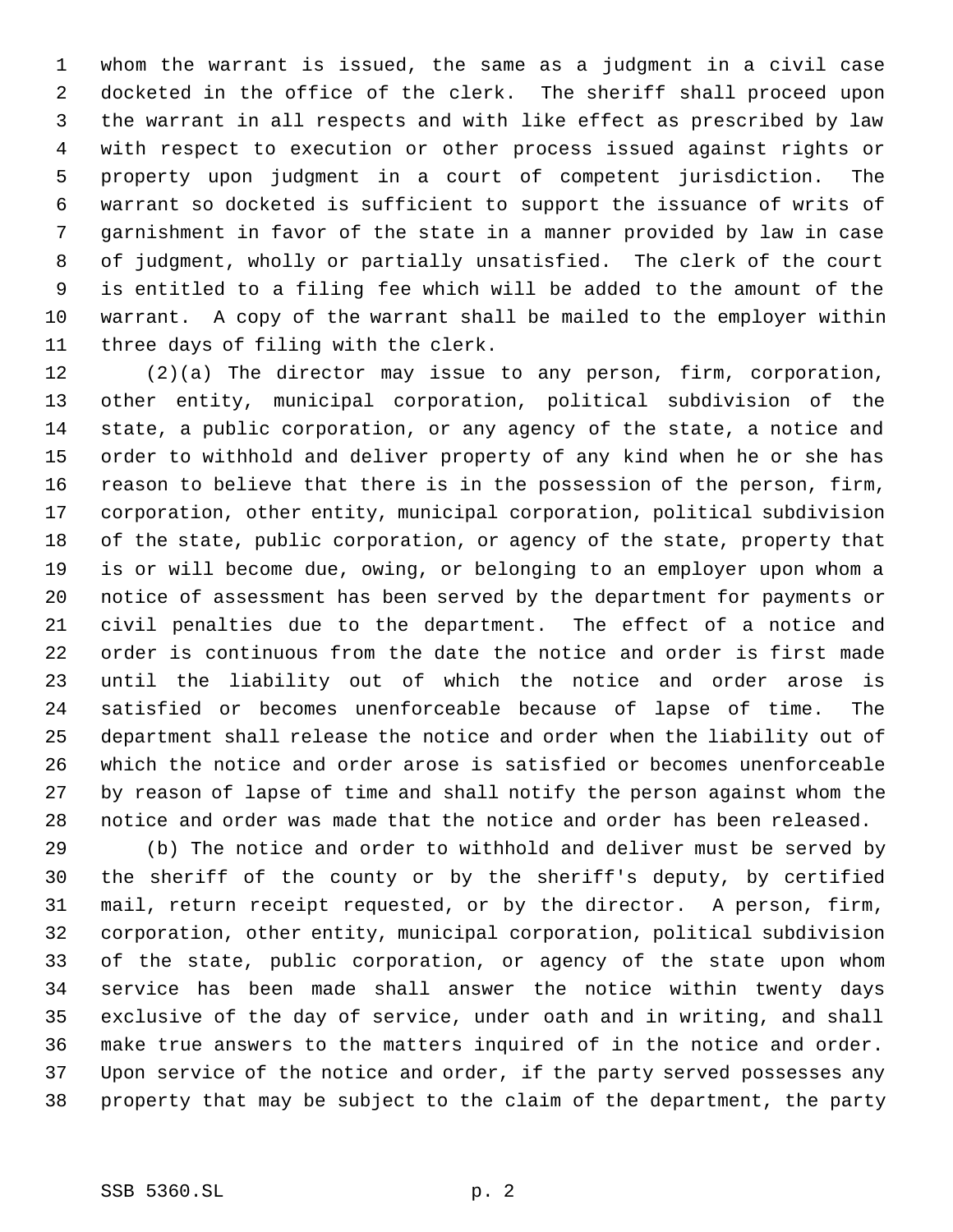whom the warrant is issued, the same as a judgment in a civil case docketed in the office of the clerk. The sheriff shall proceed upon the warrant in all respects and with like effect as prescribed by law with respect to execution or other process issued against rights or property upon judgment in a court of competent jurisdiction. The warrant so docketed is sufficient to support the issuance of writs of garnishment in favor of the state in a manner provided by law in case of judgment, wholly or partially unsatisfied. The clerk of the court is entitled to a filing fee which will be added to the amount of the warrant. A copy of the warrant shall be mailed to the employer within three days of filing with the clerk.

(2)(a) The director may issue to any person, firm, corporation, other entity, municipal corporation, political subdivision of the state, a public corporation, or any agency of the state, a notice and order to withhold and deliver property of any kind when he or she has reason to believe that there is in the possession of the person, firm, corporation, other entity, municipal corporation, political subdivision of the state, public corporation, or agency of the state, property that is or will become due, owing, or belonging to an employer upon whom a notice of assessment has been served by the department for payments or civil penalties due to the department. The effect of a notice and order is continuous from the date the notice and order is first made until the liability out of which the notice and order arose is satisfied or becomes unenforceable because of lapse of time. The department shall release the notice and order when the liability out of which the notice and order arose is satisfied or becomes unenforceable by reason of lapse of time and shall notify the person against whom the notice and order was made that the notice and order has been released.

(b) The notice and order to withhold and deliver must be served by the sheriff of the county or by the sheriff's deputy, by certified mail, return receipt requested, or by the director. A person, firm, corporation, other entity, municipal corporation, political subdivision of the state, public corporation, or agency of the state upon whom service has been made shall answer the notice within twenty days exclusive of the day of service, under oath and in writing, and shall make true answers to the matters inquired of in the notice and order. Upon service of the notice and order, if the party served possesses any property that may be subject to the claim of the department, the party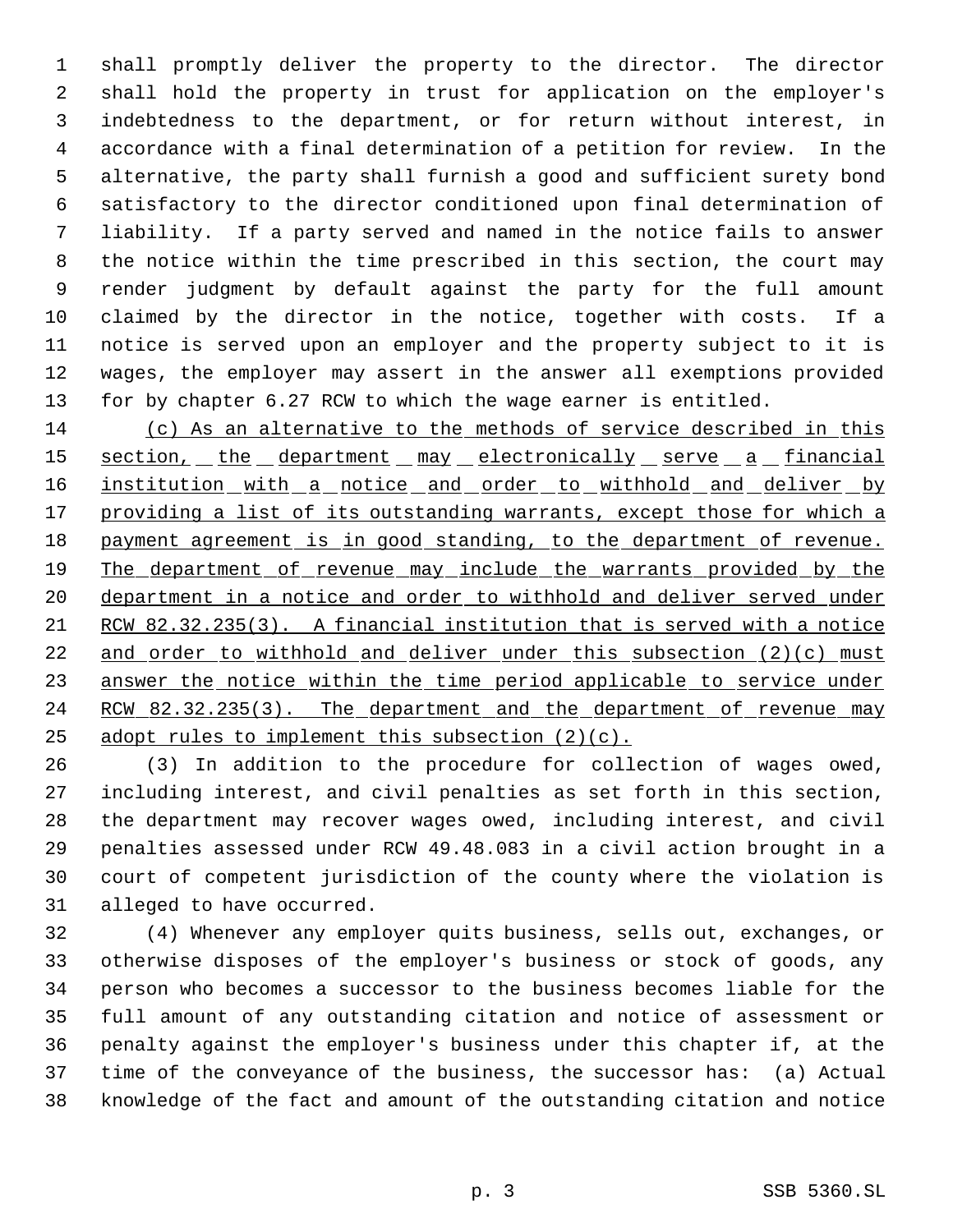shall promptly deliver the property to the director. The director shall hold the property in trust for application on the employer's indebtedness to the department, or for return without interest, in accordance with a final determination of a petition for review. In the alternative, the party shall furnish a good and sufficient surety bond satisfactory to the director conditioned upon final determination of liability. If a party served and named in the notice fails to answer the notice within the time prescribed in this section, the court may render judgment by default against the party for the full amount claimed by the director in the notice, together with costs. If a notice is served upon an employer and the property subject to it is wages, the employer may assert in the answer all exemptions provided for by chapter 6.27 RCW to which the wage earner is entitled.

<u>(c) As an alternative to the methods of service described in this section, the department may electronically serve a financial institution with a notice and order to withhold and deliver by providing a list of its outstanding warrants, except those for which a payment agreement is in good standing, to the department of revenue. The department of revenue may include the warrants provided by the department in a notice and order to withhold and deliver served under RCW 82.32.235(3). A financial institution that is served with a notice and order to withhold and deliver under this subsection (2)(c) must answer the notice within the time period applicable to service under RCW 82.32.235(3). The department and the department of revenue may adopt rules to implement this subsection (2)(c).</u>

(3) In addition to the procedure for collection of wages owed, including interest, and civil penalties as set forth in this section, the department may recover wages owed, including interest, and civil penalties assessed under RCW 49.48.083 in a civil action brought in a court of competent jurisdiction of the county where the violation is alleged to have occurred.

(4) Whenever any employer quits business, sells out, exchanges, or otherwise disposes of the employer's business or stock of goods, any person who becomes a successor to the business becomes liable for the full amount of any outstanding citation and notice of assessment or penalty against the employer's business under this chapter if, at the time of the conveyance of the business, the successor has: (a) Actual knowledge of the fact and amount of the outstanding citation and notice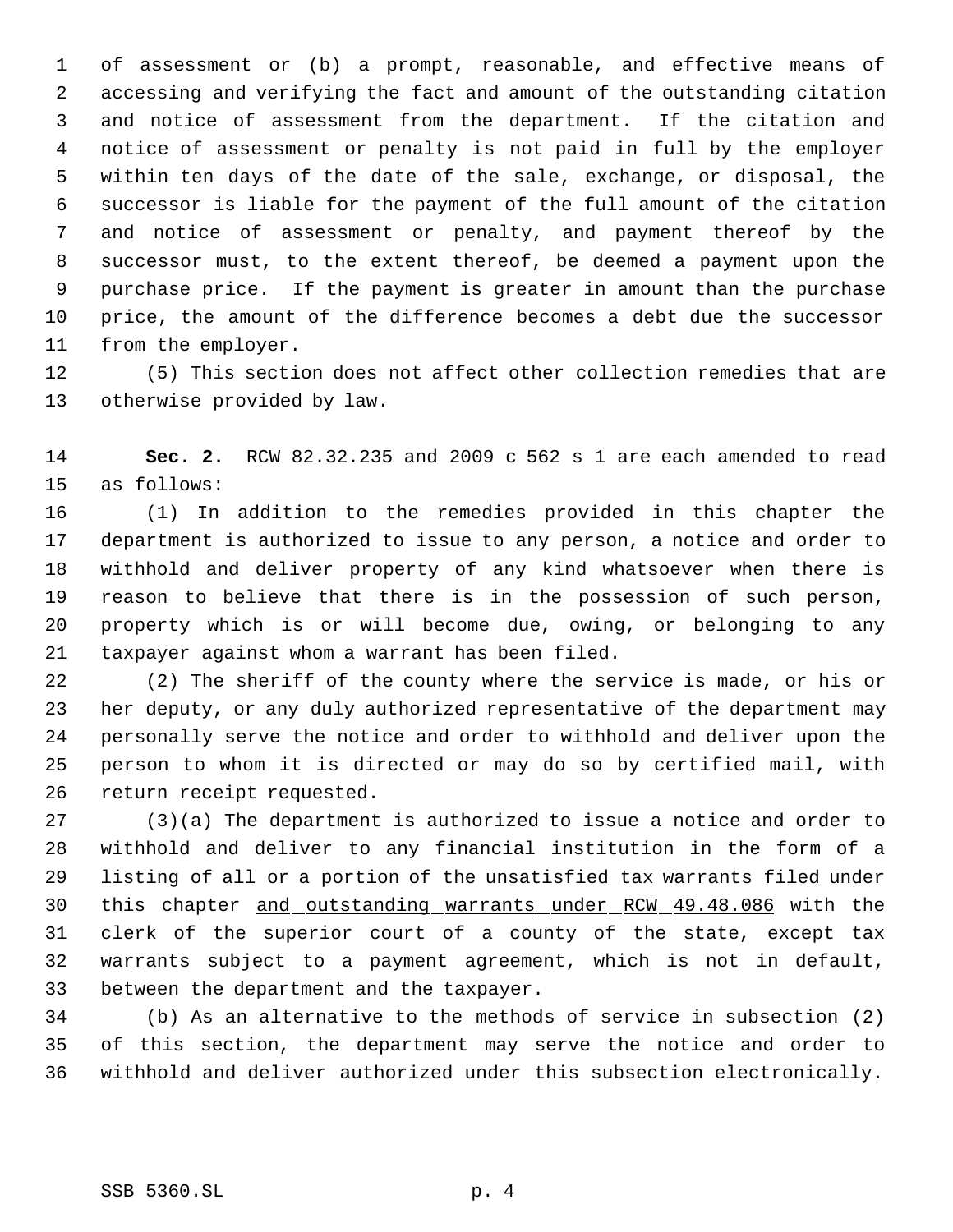of assessment or (b) a prompt, reasonable, and effective means of accessing and verifying the fact and amount of the outstanding citation and notice of assessment from the department. If the citation and notice of assessment or penalty is not paid in full by the employer within ten days of the date of the sale, exchange, or disposal, the successor is liable for the payment of the full amount of the citation and notice of assessment or penalty, and payment thereof by the successor must, to the extent thereof, be deemed a payment upon the purchase price. If the payment is greater in amount than the purchase price, the amount of the difference becomes a debt due the successor from the employer.

(5) This section does not affect other collection remedies that are otherwise provided by law.

**Sec. 2.** RCW 82.32.235 and 2009 c 562 s 1 are each amended to read as follows:

(1) In addition to the remedies provided in this chapter the department is authorized to issue to any person, a notice and order to withhold and deliver property of any kind whatsoever when there is reason to believe that there is in the possession of such person, property which is or will become due, owing, or belonging to any taxpayer against whom a warrant has been filed.

(2) The sheriff of the county where the service is made, or his or her deputy, or any duly authorized representative of the department may personally serve the notice and order to withhold and deliver upon the person to whom it is directed or may do so by certified mail, with return receipt requested.

(3)(a) The department is authorized to issue a notice and order to withhold and deliver to any financial institution in the form of a listing of all or a portion of the unsatisfied tax warrants filed under this chapter <u>and outstanding warrants under RCW 49.48.086</u> with the clerk of the superior court of a county of the state, except tax warrants subject to a payment agreement, which is not in default, between the department and the taxpayer.

(b) As an alternative to the methods of service in subsection (2) of this section, the department may serve the notice and order to withhold and deliver authorized under this subsection electronically.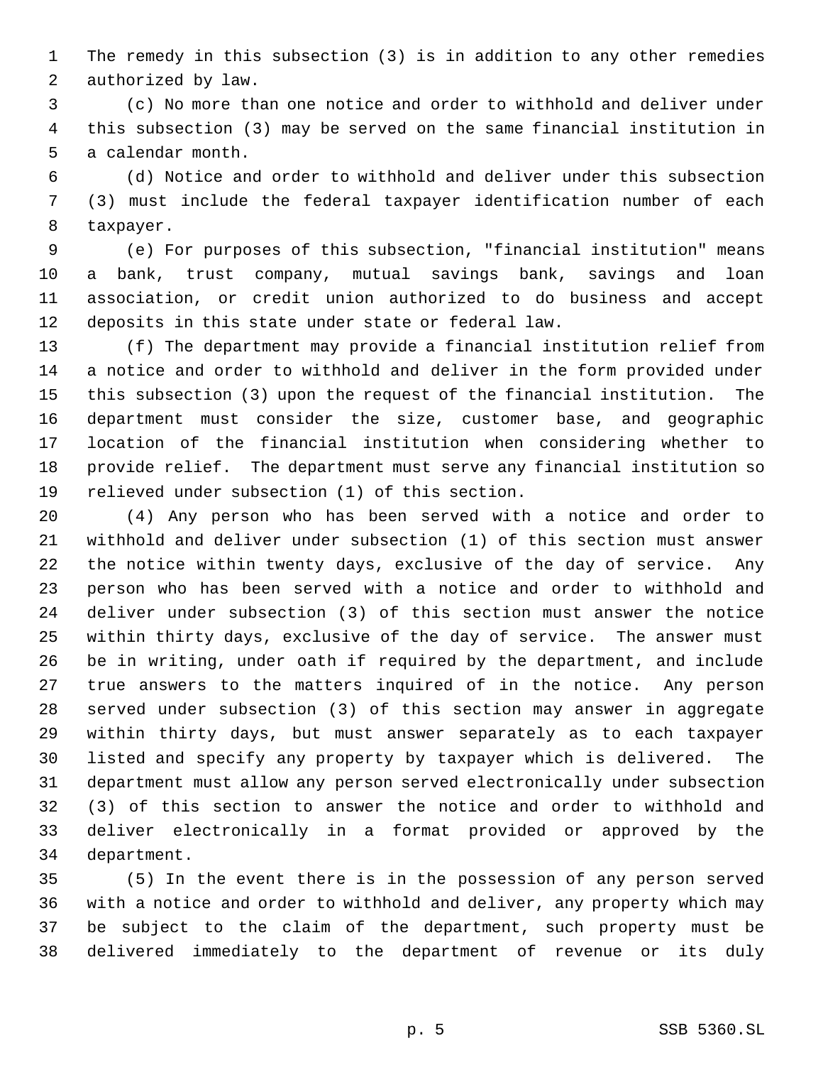The remedy in this subsection (3) is in addition to any other remedies authorized by law.

(c) No more than one notice and order to withhold and deliver under this subsection (3) may be served on the same financial institution in a calendar month.

(d) Notice and order to withhold and deliver under this subsection (3) must include the federal taxpayer identification number of each taxpayer.

(e) For purposes of this subsection, "financial institution" means a bank, trust company, mutual savings bank, savings and loan association, or credit union authorized to do business and accept deposits in this state under state or federal law.

(f) The department may provide a financial institution relief from a notice and order to withhold and deliver in the form provided under this subsection (3) upon the request of the financial institution. The department must consider the size, customer base, and geographic location of the financial institution when considering whether to provide relief. The department must serve any financial institution so relieved under subsection (1) of this section.

(4) Any person who has been served with a notice and order to withhold and deliver under subsection (1) of this section must answer the notice within twenty days, exclusive of the day of service. Any person who has been served with a notice and order to withhold and deliver under subsection (3) of this section must answer the notice within thirty days, exclusive of the day of service. The answer must be in writing, under oath if required by the department, and include true answers to the matters inquired of in the notice. Any person served under subsection (3) of this section may answer in aggregate within thirty days, but must answer separately as to each taxpayer listed and specify any property by taxpayer which is delivered. The department must allow any person served electronically under subsection (3) of this section to answer the notice and order to withhold and deliver electronically in a format provided or approved by the department.

(5) In the event there is in the possession of any person served with a notice and order to withhold and deliver, any property which may be subject to the claim of the department, such property must be delivered immediately to the department of revenue or its duly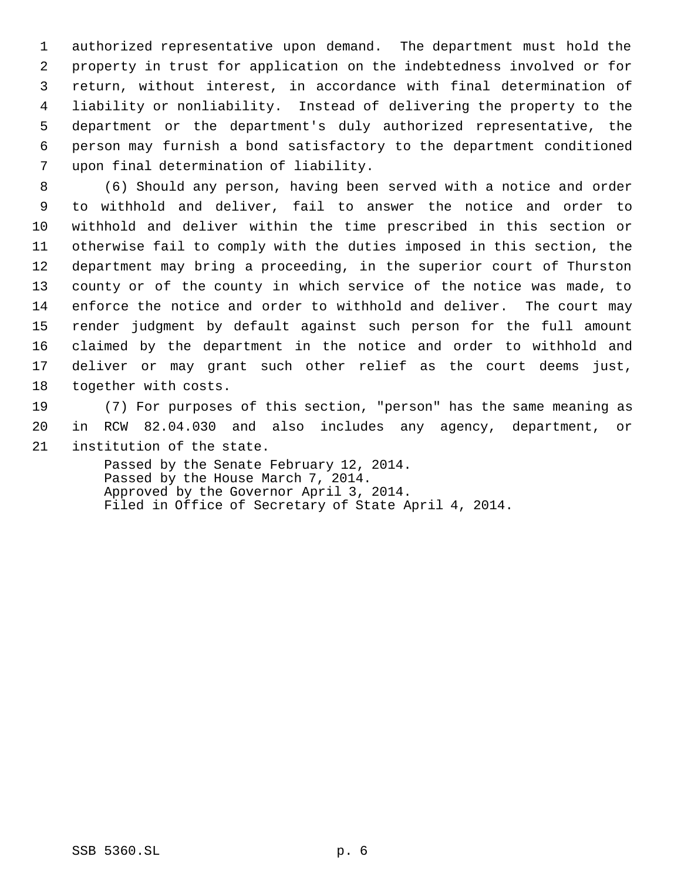authorized representative upon demand. The department must hold the property in trust for application on the indebtedness involved or for return, without interest, in accordance with final determination of liability or nonliability. Instead of delivering the property to the department or the department's duly authorized representative, the person may furnish a bond satisfactory to the department conditioned upon final determination of liability.

(6) Should any person, having been served with a notice and order to withhold and deliver, fail to answer the notice and order to withhold and deliver within the time prescribed in this section or otherwise fail to comply with the duties imposed in this section, the department may bring a proceeding, in the superior court of Thurston county or of the county in which service of the notice was made, to enforce the notice and order to withhold and deliver. The court may render judgment by default against such person for the full amount claimed by the department in the notice and order to withhold and deliver or may grant such other relief as the court deems just, together with costs.

(7) For purposes of this section, "person" has the same meaning as in RCW 82.04.030 and also includes any agency, department, or institution of the state.

Passed by the Senate February 12, 2014.
Passed by the House March 7, 2014.
Approved by the Governor April 3, 2014.
Filed in Office of Secretary of State April 4, 2014.